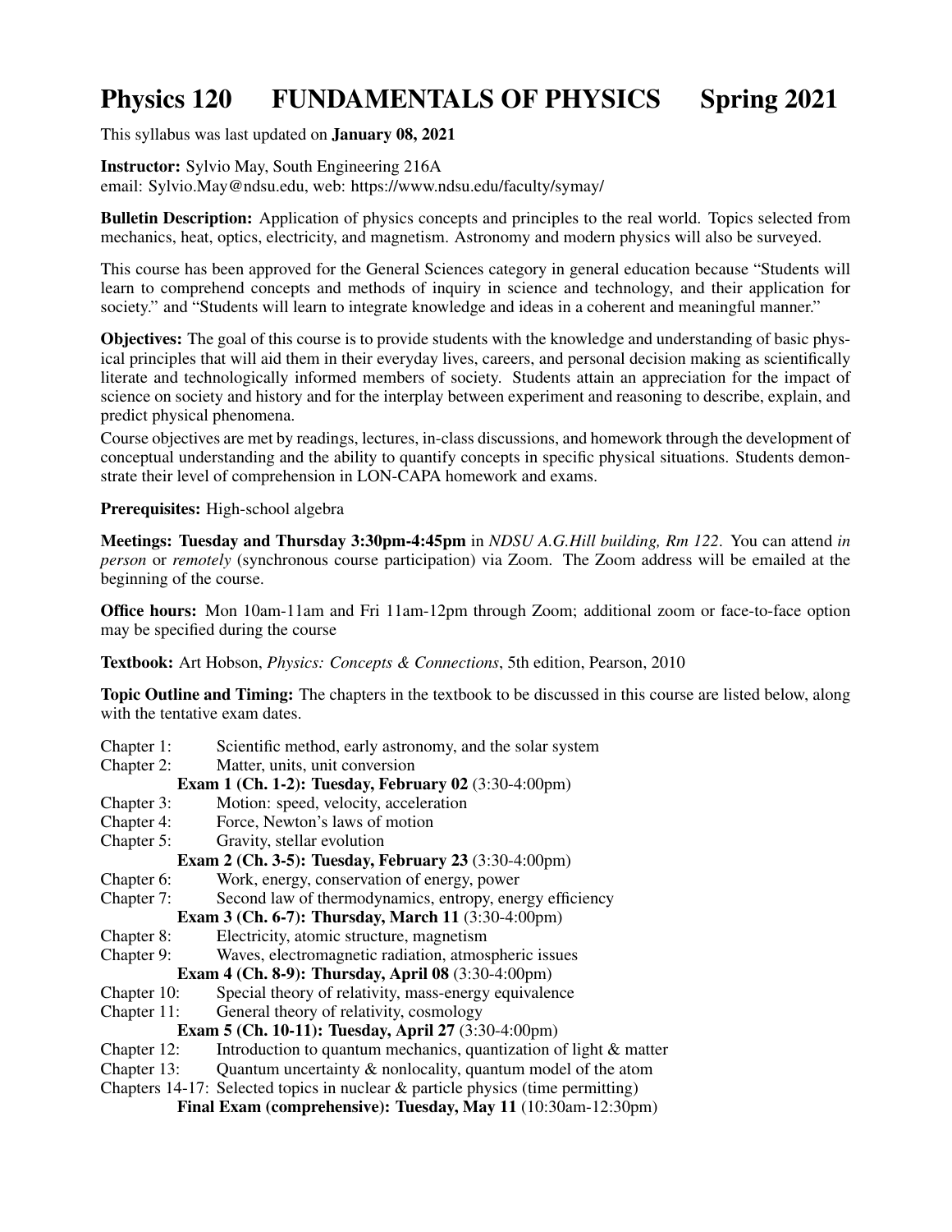# Physics 120 FUNDAMENTALS OF PHYSICS Spring 2021

This syllabus was last updated on **January 08, 2021**

**Instructor:** Sylvio May, South Engineering 216A
email: Sylvio.May@ndsu.edu, web: https://www.ndsu.edu/faculty/symay/

**Bulletin Description:** Application of physics concepts and principles to the real world. Topics selected from mechanics, heat, optics, electricity, and magnetism. Astronomy and modern physics will also be surveyed.

This course has been approved for the General Sciences category in general education because "Students will learn to comprehend concepts and methods of inquiry in science and technology, and their application for society." and "Students will learn to integrate knowledge and ideas in a coherent and meaningful manner."

**Objectives:** The goal of this course is to provide students with the knowledge and understanding of basic physical principles that will aid them in their everyday lives, careers, and personal decision making as scientifically literate and technologically informed members of society. Students attain an appreciation for the impact of science on society and history and for the interplay between experiment and reasoning to describe, explain, and predict physical phenomena.

Course objectives are met by readings, lectures, in-class discussions, and homework through the development of conceptual understanding and the ability to quantify concepts in specific physical situations. Students demonstrate their level of comprehension in LON-CAPA homework and exams.

**Prerequisites:** High-school algebra

**Meetings: Tuesday and Thursday 3:30pm-4:45pm** in *NDSU A.G.Hill building, Rm 122*. You can attend *in person* or *remotely* (synchronous course participation) via Zoom. The Zoom address will be emailed at the beginning of the course.

**Office hours:** Mon 10am-11am and Fri 11am-12pm through Zoom; additional zoom or face-to-face option may be specified during the course

**Textbook:** Art Hobson, *Physics: Concepts & Connections*, 5th edition, Pearson, 2010

**Topic Outline and Timing:** The chapters in the textbook to be discussed in this course are listed below, along with the tentative exam dates.

Chapter 1: Scientific method, early astronomy, and the solar system
Chapter 2: Matter, units, unit conversion
**Exam 1 (Ch. 1-2): Tuesday, February 02** (3:30-4:00pm)
Chapter 3: Motion: speed, velocity, acceleration
Chapter 4: Force, Newton's laws of motion
Chapter 5: Gravity, stellar evolution
**Exam 2 (Ch. 3-5): Tuesday, February 23** (3:30-4:00pm)
Chapter 6: Work, energy, conservation of energy, power
Chapter 7: Second law of thermodynamics, entropy, energy efficiency
**Exam 3 (Ch. 6-7): Thursday, March 11** (3:30-4:00pm)
Chapter 8: Electricity, atomic structure, magnetism
Chapter 9: Waves, electromagnetic radiation, atmospheric issues
**Exam 4 (Ch. 8-9): Thursday, April 08** (3:30-4:00pm)
Chapter 10: Special theory of relativity, mass-energy equivalence
Chapter 11: General theory of relativity, cosmology
**Exam 5 (Ch. 10-11): Tuesday, April 27** (3:30-4:00pm)
Chapter 12: Introduction to quantum mechanics, quantization of light & matter
Chapter 13: Quantum uncertainty & nonlocality, quantum model of the atom
Chapters 14-17: Selected topics in nuclear & particle physics (time permitting)
**Final Exam (comprehensive): Tuesday, May 11** (10:30am-12:30pm)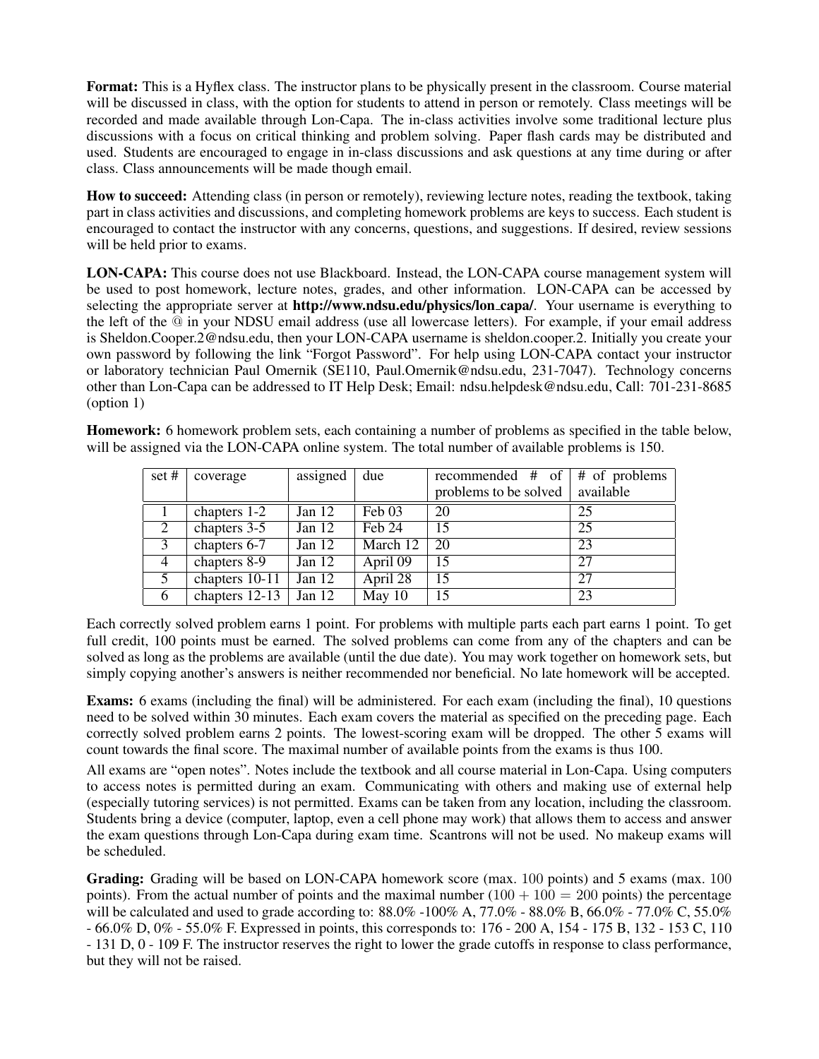**Format:** This is a Hyflex class. The instructor plans to be physically present in the classroom. Course material will be discussed in class, with the option for students to attend in person or remotely. Class meetings will be recorded and made available through Lon-Capa. The in-class activities involve some traditional lecture plus discussions with a focus on critical thinking and problem solving. Paper flash cards may be distributed and used. Students are encouraged to engage in in-class discussions and ask questions at any time during or after class. Class announcements will be made though email.

**How to succeed:** Attending class (in person or remotely), reviewing lecture notes, reading the textbook, taking part in class activities and discussions, and completing homework problems are keys to success. Each student is encouraged to contact the instructor with any concerns, questions, and suggestions. If desired, review sessions will be held prior to exams.

**LON-CAPA:** This course does not use Blackboard. Instead, the LON-CAPA course management system will be used to post homework, lecture notes, grades, and other information. LON-CAPA can be accessed by selecting the appropriate server at **http://www.ndsu.edu/physics/lon_capa/**. Your username is everything to the left of the @ in your NDSU email address (use all lowercase letters). For example, if your email address is Sheldon.Cooper.2@ndsu.edu, then your LON-CAPA username is sheldon.cooper.2. Initially you create your own password by following the link "Forgot Password". For help using LON-CAPA contact your instructor or laboratory technician Paul Omernik (SE110, Paul.Omernik@ndsu.edu, 231-7047). Technology concerns other than Lon-Capa can be addressed to IT Help Desk; Email: ndsu.helpdesk@ndsu.edu, Call: 701-231-8685 (option 1)

**Homework:** 6 homework problem sets, each containing a number of problems as specified in the table below, will be assigned via the LON-CAPA online system. The total number of available problems is 150.

| set # | coverage | assigned | due | recommended # of problems to be solved | # of problems available |
|---|---|---|---|---|---|
| 1 | chapters 1-2 | Jan 12 | Feb 03 | 20 | 25 |
| 2 | chapters 3-5 | Jan 12 | Feb 24 | 15 | 25 |
| 3 | chapters 6-7 | Jan 12 | March 12 | 20 | 23 |
| 4 | chapters 8-9 | Jan 12 | April 09 | 15 | 27 |
| 5 | chapters 10-11 | Jan 12 | April 28 | 15 | 27 |
| 6 | chapters 12-13 | Jan 12 | May 10 | 15 | 23 |

Each correctly solved problem earns 1 point. For problems with multiple parts each part earns 1 point. To get full credit, 100 points must be earned. The solved problems can come from any of the chapters and can be solved as long as the problems are available (until the due date). You may work together on homework sets, but simply copying another's answers is neither recommended nor beneficial. No late homework will be accepted.

**Exams:** 6 exams (including the final) will be administered. For each exam (including the final), 10 questions need to be solved within 30 minutes. Each exam covers the material as specified on the preceding page. Each correctly solved problem earns 2 points. The lowest-scoring exam will be dropped. The other 5 exams will count towards the final score. The maximal number of available points from the exams is thus 100.

All exams are "open notes". Notes include the textbook and all course material in Lon-Capa. Using computers to access notes is permitted during an exam. Communicating with others and making use of external help (especially tutoring services) is not permitted. Exams can be taken from any location, including the classroom. Students bring a device (computer, laptop, even a cell phone may work) that allows them to access and answer the exam questions through Lon-Capa during exam time. Scantrons will not be used. No makeup exams will be scheduled.

**Grading:** Grading will be based on LON-CAPA homework score (max. 100 points) and 5 exams (max. 100 points). From the actual number of points and the maximal number ($100 + 100 = 200$ points) the percentage will be calculated and used to grade according to: 88.0% -100% A, 77.0% - 88.0% B, 66.0% - 77.0% C, 55.0% - 66.0% D, 0% - 55.0% F. Expressed in points, this corresponds to: 176 - 200 A, 154 - 175 B, 132 - 153 C, 110 - 131 D, 0 - 109 F. The instructor reserves the right to lower the grade cutoffs in response to class performance, but they will not be raised.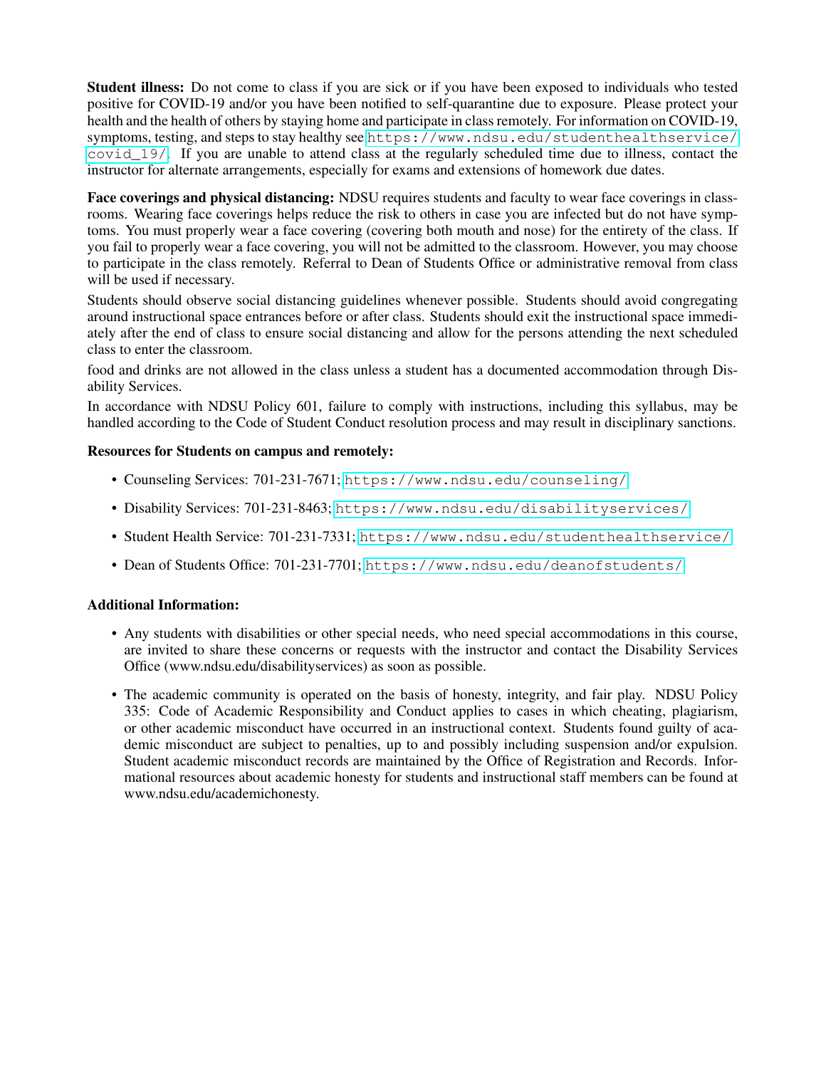**Student illness:** Do not come to class if you are sick or if you have been exposed to individuals who tested positive for COVID-19 and/or you have been notified to self-quarantine due to exposure. Please protect your health and the health of others by staying home and participate in class remotely. For information on COVID-19, symptoms, testing, and steps to stay healthy see https://www.ndsu.edu/studenthealthservice/covid_19/. If you are unable to attend class at the regularly scheduled time due to illness, contact the instructor for alternate arrangements, especially for exams and extensions of homework due dates.

**Face coverings and physical distancing:** NDSU requires students and faculty to wear face coverings in classrooms. Wearing face coverings helps reduce the risk to others in case you are infected but do not have symptoms. You must properly wear a face covering (covering both mouth and nose) for the entirety of the class. If you fail to properly wear a face covering, you will not be admitted to the classroom. However, you may choose to participate in the class remotely. Referral to Dean of Students Office or administrative removal from class will be used if necessary.

Students should observe social distancing guidelines whenever possible. Students should avoid congregating around instructional space entrances before or after class. Students should exit the instructional space immediately after the end of class to ensure social distancing and allow for the persons attending the next scheduled class to enter the classroom.

food and drinks are not allowed in the class unless a student has a documented accommodation through Disability Services.

In accordance with NDSU Policy 601, failure to comply with instructions, including this syllabus, may be handled according to the Code of Student Conduct resolution process and may result in disciplinary sanctions.

**Resources for Students on campus and remotely:**

- Counseling Services: 701-231-7671; https://www.ndsu.edu/counseling/
- Disability Services: 701-231-8463; https://www.ndsu.edu/disabilityservices/
- Student Health Service: 701-231-7331; https://www.ndsu.edu/studenthealthservice/
- Dean of Students Office: 701-231-7701; https://www.ndsu.edu/deanofstudents/

**Additional Information:**

- Any students with disabilities or other special needs, who need special accommodations in this course, are invited to share these concerns or requests with the instructor and contact the Disability Services Office (www.ndsu.edu/disabilityservices) as soon as possible.
- The academic community is operated on the basis of honesty, integrity, and fair play. NDSU Policy 335: Code of Academic Responsibility and Conduct applies to cases in which cheating, plagiarism, or other academic misconduct have occurred in an instructional context. Students found guilty of academic misconduct are subject to penalties, up to and possibly including suspension and/or expulsion. Student academic misconduct records are maintained by the Office of Registration and Records. Informational resources about academic honesty for students and instructional staff members can be found at www.ndsu.edu/academichonesty.